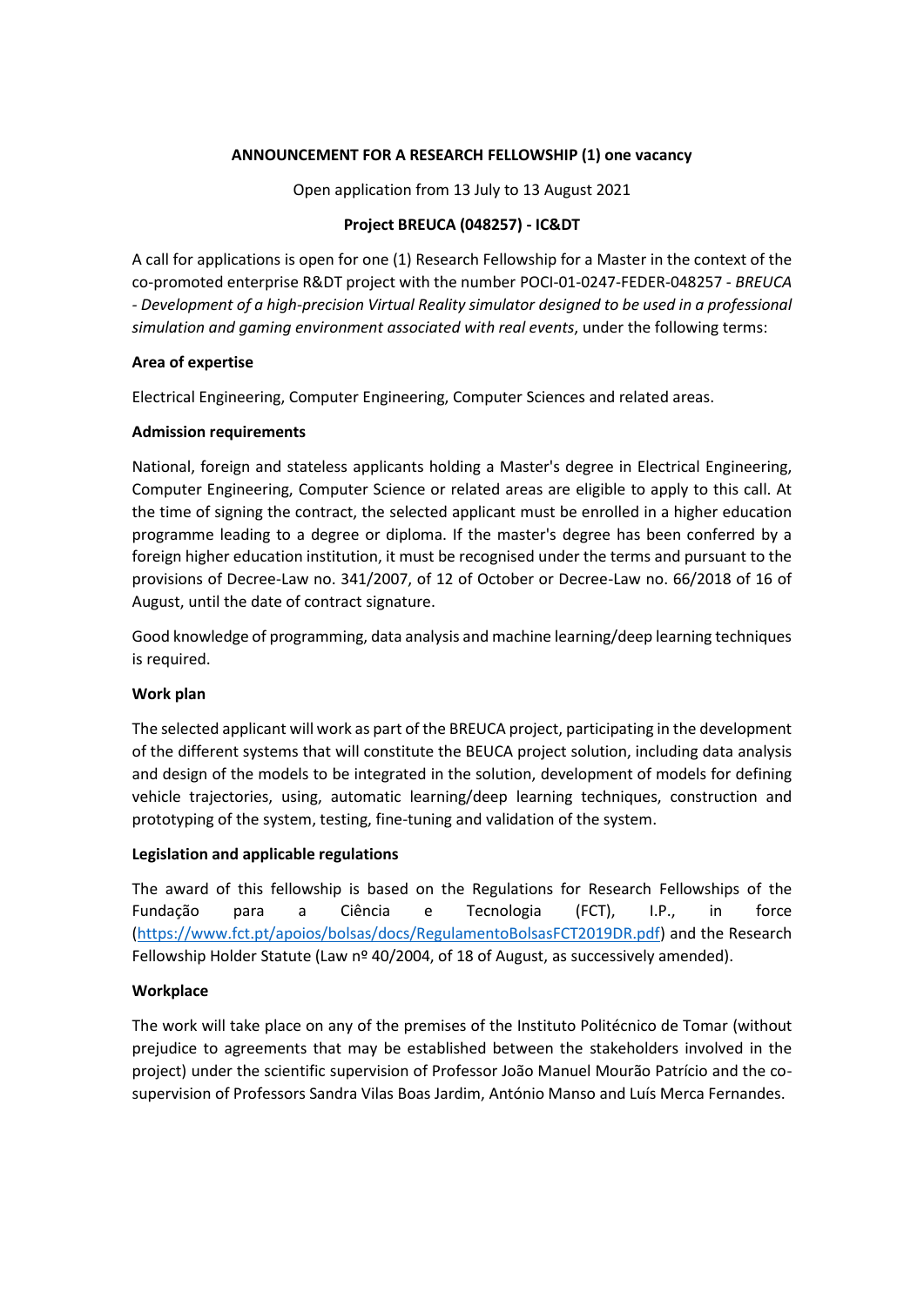**ANNOUNCEMENT FOR A RESEARCH FELLOWSHIP (1) one vacancy**

Open application from 13 July to 13 August 2021

**Project BREUCA (048257) - IC&DT**

A call for applications is open for one (1) Research Fellowship for a Master in the context of the co-promoted enterprise R&DT project with the number POCI-01-0247-FEDER-048257 - *BREUCA - Development of a high-precision Virtual Reality simulator designed to be used in a professional simulation and gaming environment associated with real events*, under the following terms:

**Area of expertise**

Electrical Engineering, Computer Engineering, Computer Sciences and related areas.

**Admission requirements**

National, foreign and stateless applicants holding a Master's degree in Electrical Engineering, Computer Engineering, Computer Science or related areas are eligible to apply to this call. At the time of signing the contract, the selected applicant must be enrolled in a higher education programme leading to a degree or diploma. If the master's degree has been conferred by a foreign higher education institution, it must be recognised under the terms and pursuant to the provisions of Decree-Law no. 341/2007, of 12 of October or Decree-Law no. 66/2018 of 16 of August, until the date of contract signature.

Good knowledge of programming, data analysis and machine learning/deep learning techniques is required.

**Work plan**

The selected applicant will work as part of the BREUCA project, participating in the development of the different systems that will constitute the BEUCA project solution, including data analysis and design of the models to be integrated in the solution, development of models for defining vehicle trajectories, using, automatic learning/deep learning techniques, construction and prototyping of the system, testing, fine-tuning and validation of the system.

**Legislation and applicable regulations**

The award of this fellowship is based on the Regulations for Research Fellowships of the Fundação para a Ciência e Tecnologia (FCT), I.P., in force (https://www.fct.pt/apoios/bolsas/docs/RegulamentoBolsasFCT2019DR.pdf) and the Research Fellowship Holder Statute (Law nº 40/2004, of 18 of August, as successively amended).

**Workplace**

The work will take place on any of the premises of the Instituto Politécnico de Tomar (without prejudice to agreements that may be established between the stakeholders involved in the project) under the scientific supervision of Professor João Manuel Mourão Patrício and the co-supervision of Professors Sandra Vilas Boas Jardim, António Manso and Luís Merca Fernandes.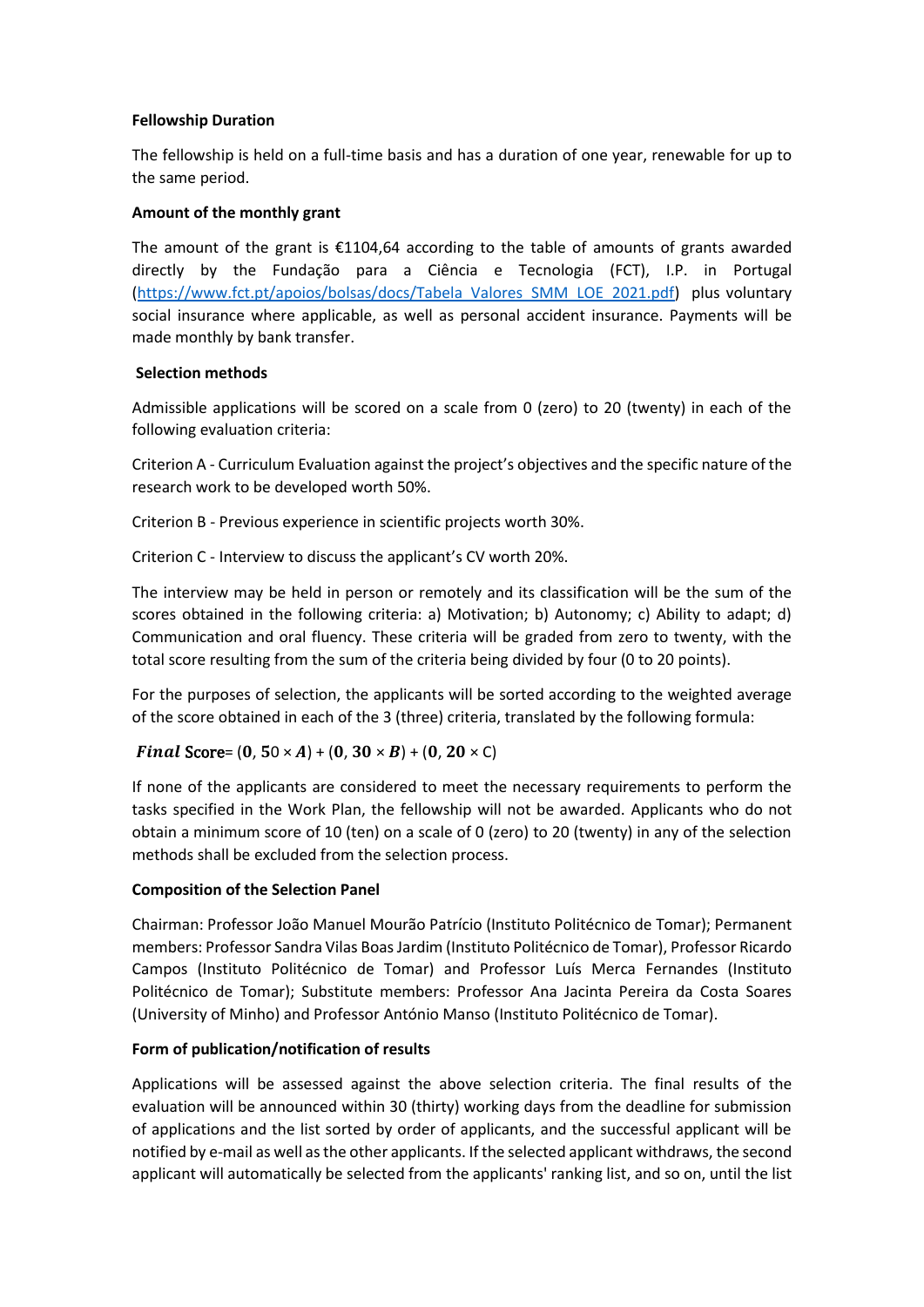**Fellowship Duration**

The fellowship is held on a full-time basis and has a duration of one year, renewable for up to the same period.

**Amount of the monthly grant**

The amount of the grant is €1104,64 according to the table of amounts of grants awarded directly by the Fundação para a Ciência e Tecnologia (FCT), I.P. in Portugal (https://www.fct.pt/apoios/bolsas/docs/Tabela_Valores_SMM_LOE_2021.pdf) plus voluntary social insurance where applicable, as well as personal accident insurance. Payments will be made monthly by bank transfer.

**Selection methods**

Admissible applications will be scored on a scale from 0 (zero) to 20 (twenty) in each of the following evaluation criteria:

Criterion A - Curriculum Evaluation against the project's objectives and the specific nature of the research work to be developed worth 50%.

Criterion B - Previous experience in scientific projects worth 30%.

Criterion C - Interview to discuss the applicant's CV worth 20%.

The interview may be held in person or remotely and its classification will be the sum of the scores obtained in the following criteria: a) Motivation; b) Autonomy; c) Ability to adapt; d) Communication and oral fluency. These criteria will be graded from zero to twenty, with the total score resulting from the sum of the criteria being divided by four (0 to 20 points).

For the purposes of selection, the applicants will be sorted according to the weighted average of the score obtained in each of the 3 (three) criteria, translated by the following formula:

$\textit{Final}$ Score $= (0,50 \times A) + (0,30 \times B) + (0,20 \times C)$

If none of the applicants are considered to meet the necessary requirements to perform the tasks specified in the Work Plan, the fellowship will not be awarded. Applicants who do not obtain a minimum score of 10 (ten) on a scale of 0 (zero) to 20 (twenty) in any of the selection methods shall be excluded from the selection process.

**Composition of the Selection Panel**

Chairman: Professor João Manuel Mourão Patrício (Instituto Politécnico de Tomar); Permanent members: Professor Sandra Vilas Boas Jardim (Instituto Politécnico de Tomar), Professor Ricardo Campos (Instituto Politécnico de Tomar) and Professor Luís Merca Fernandes (Instituto Politécnico de Tomar); Substitute members: Professor Ana Jacinta Pereira da Costa Soares (University of Minho) and Professor António Manso (Instituto Politécnico de Tomar).

**Form of publication/notification of results**

Applications will be assessed against the above selection criteria. The final results of the evaluation will be announced within 30 (thirty) working days from the deadline for submission of applications and the list sorted by order of applicants, and the successful applicant will be notified by e-mail as well as the other applicants. If the selected applicant withdraws, the second applicant will automatically be selected from the applicants' ranking list, and so on, until the list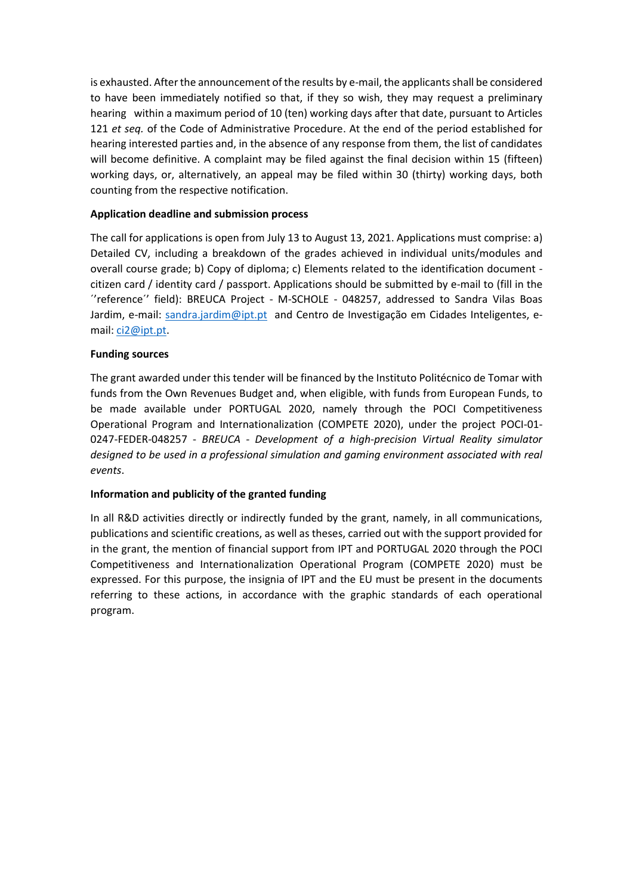is exhausted. After the announcement of the results by e-mail, the applicants shall be considered to have been immediately notified so that, if they so wish, they may request a preliminary hearing within a maximum period of 10 (ten) working days after that date, pursuant to Articles 121 *et seq.* of the Code of Administrative Procedure. At the end of the period established for hearing interested parties and, in the absence of any response from them, the list of candidates will become definitive. A complaint may be filed against the final decision within 15 (fifteen) working days, or, alternatively, an appeal may be filed within 30 (thirty) working days, both counting from the respective notification.

**Application deadline and submission process**

The call for applications is open from July 13 to August 13, 2021. Applications must comprise: a) Detailed CV, including a breakdown of the grades achieved in individual units/modules and overall course grade; b) Copy of diploma; c) Elements related to the identification document - citizen card / identity card / passport. Applications should be submitted by e-mail to (fill in the ´´reference´´ field): BREUCA Project - M-SCHOLE - 048257, addressed to Sandra Vilas Boas Jardim, e-mail: sandra.jardim@ipt.pt and Centro de Investigação em Cidades Inteligentes, e-mail: ci2@ipt.pt.

**Funding sources**

The grant awarded under this tender will be financed by the Instituto Politécnico de Tomar with funds from the Own Revenues Budget and, when eligible, with funds from European Funds, to be made available under PORTUGAL 2020, namely through the POCI Competitiveness Operational Program and Internationalization (COMPETE 2020), under the project POCI-01-0247-FEDER-048257 - *BREUCA - Development of a high-precision Virtual Reality simulator designed to be used in a professional simulation and gaming environment associated with real events*.

**Information and publicity of the granted funding**

In all R&D activities directly or indirectly funded by the grant, namely, in all communications, publications and scientific creations, as well as theses, carried out with the support provided for in the grant, the mention of financial support from IPT and PORTUGAL 2020 through the POCI Competitiveness and Internationalization Operational Program (COMPETE 2020) must be expressed. For this purpose, the insignia of IPT and the EU must be present in the documents referring to these actions, in accordance with the graphic standards of each operational program.